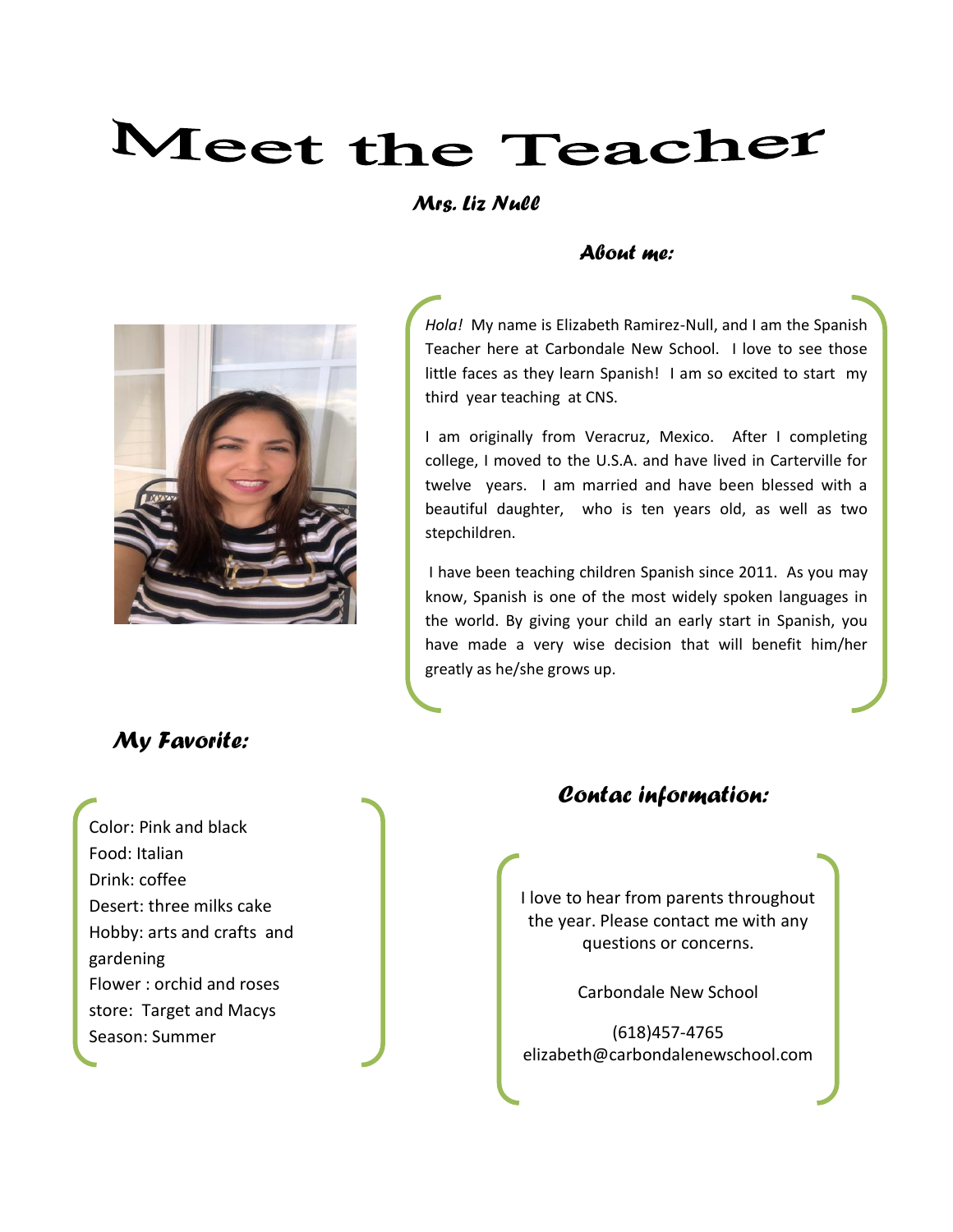# Meet the Teacher

### *Mrs. Liz Null*

## *About me:*

*Hola!* My name is Elizabeth Ramirez-Null, and I am the Spanish Teacher here at Carbondale New School. I love to see those little faces as they learn Spanish! I am so excited to start my third year teaching at CNS.

I am originally from Veracruz, Mexico. After I completing college, I moved to the U.S.A. and have lived in Carterville for twelve years. I am married and have been blessed with a beautiful daughter, who is ten years old, as well as two stepchildren.

I have been teaching children Spanish since 2011. As you may know, Spanish is one of the most widely spoken languages in the world. By giving your child an early start in Spanish, you have made a very wise decision that will benefit him/her greatly as he/she grows up.

## *My Favorite:*

Color: Pink and black
Food: Italian
Drink: coffee
Desert: three milks cake
Hobby: arts and crafts and gardening
Flower : orchid and roses
store: Target and Macys
Season: Summer

## *Contac information:*

I love to hear from parents throughout the year. Please contact me with any questions or concerns.

Carbondale New School

(618)457-4765
elizabeth@carbondalenewschool.com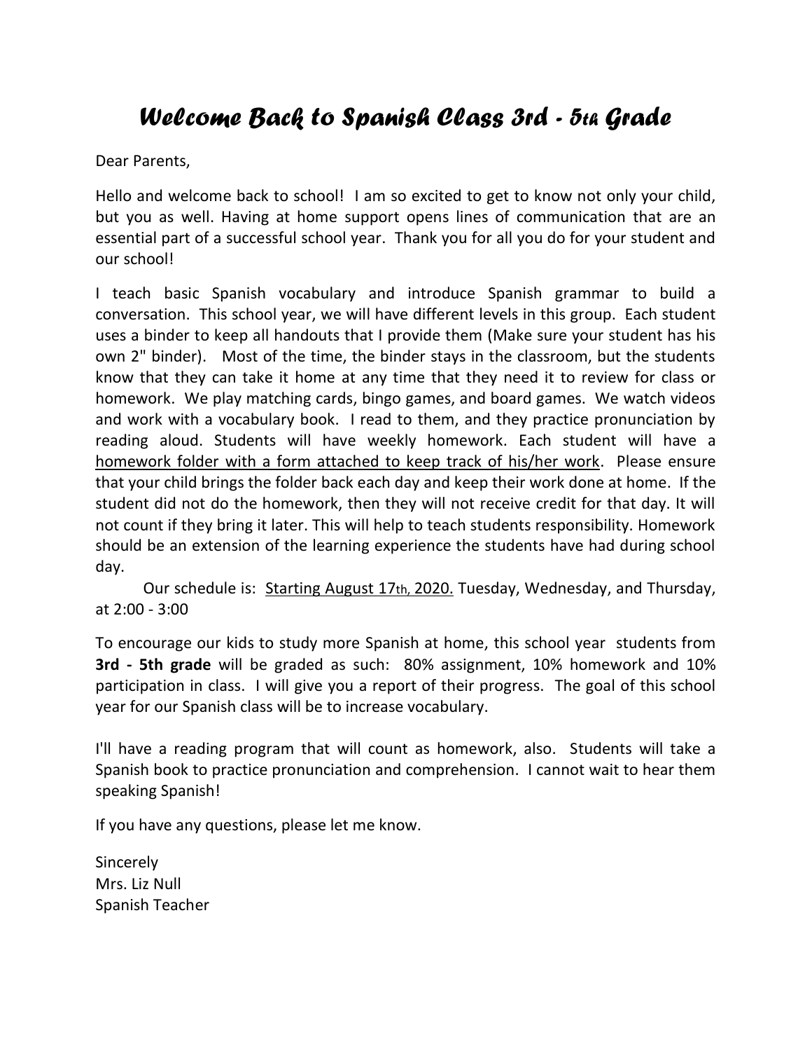# *Welcome Back to Spanish Class 3rd - 5th Grade*

Dear Parents,

Hello and welcome back to school! I am so excited to get to know not only your child, but you as well. Having at home support opens lines of communication that are an essential part of a successful school year. Thank you for all you do for your student and our school!

I teach basic Spanish vocabulary and introduce Spanish grammar to build a conversation. This school year, we will have different levels in this group. Each student uses a binder to keep all handouts that I provide them (Make sure your student has his own 2" binder). Most of the time, the binder stays in the classroom, but the students know that they can take it home at any time that they need it to review for class or homework. We play matching cards, bingo games, and board games. We watch videos and work with a vocabulary book. I read to them, and they practice pronunciation by reading aloud. Students will have weekly homework. Each student will have a homework folder with a form attached to keep track of his/her work. Please ensure that your child brings the folder back each day and keep their work done at home. If the student did not do the homework, then they will not receive credit for that day. It will not count if they bring it later. This will help to teach students responsibility. Homework should be an extension of the learning experience the students have had during school day.

Our schedule is: Starting August 17th, 2020. Tuesday, Wednesday, and Thursday, at 2:00 - 3:00

To encourage our kids to study more Spanish at home, this school year students from **3rd - 5th grade** will be graded as such: 80% assignment, 10% homework and 10% participation in class. I will give you a report of their progress. The goal of this school year for our Spanish class will be to increase vocabulary.

I'll have a reading program that will count as homework, also. Students will take a Spanish book to practice pronunciation and comprehension. I cannot wait to hear them speaking Spanish!

If you have any questions, please let me know.

Sincerely
Mrs. Liz Null
Spanish Teacher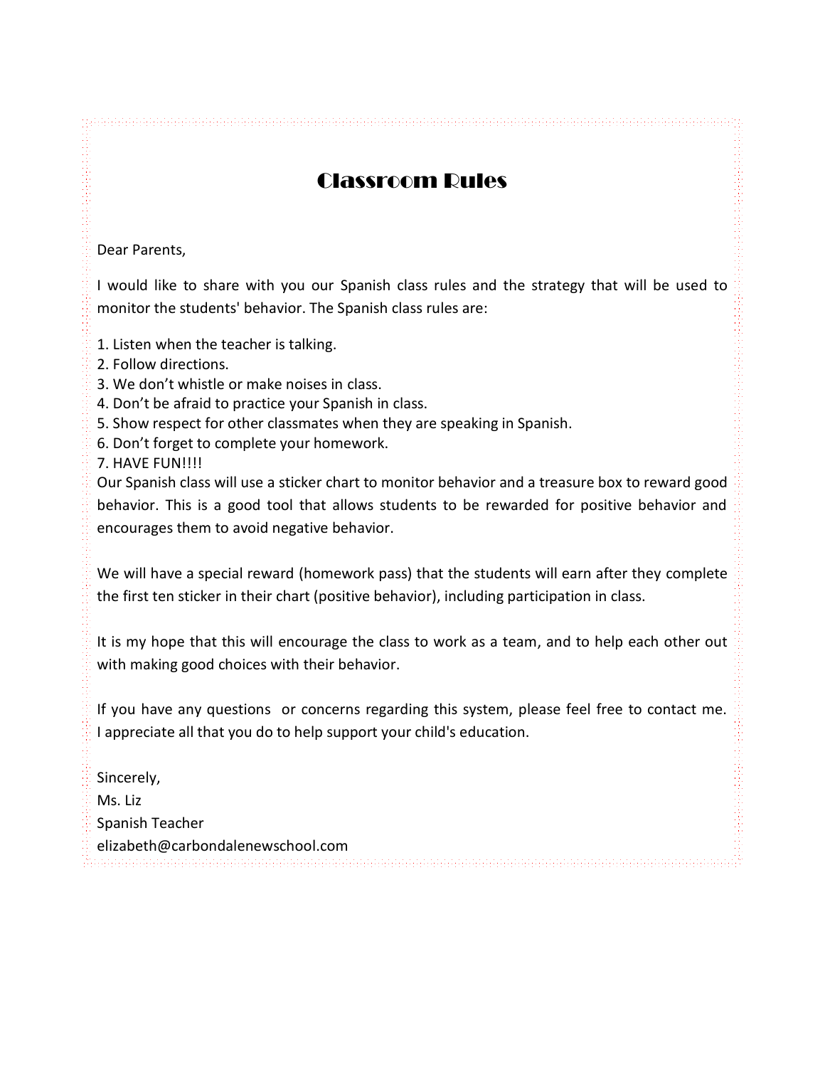# Classroom Rules

Dear Parents,

I would like to share with you our Spanish class rules and the strategy that will be used to monitor the students' behavior. The Spanish class rules are:

1. Listen when the teacher is talking.
2. Follow directions.
3. We don't whistle or make noises in class.
4. Don't be afraid to practice your Spanish in class.
5. Show respect for other classmates when they are speaking in Spanish.
6. Don't forget to complete your homework.
7. HAVE FUN!!!!

Our Spanish class will use a sticker chart to monitor behavior and a treasure box to reward good behavior. This is a good tool that allows students to be rewarded for positive behavior and encourages them to avoid negative behavior.

We will have a special reward (homework pass) that the students will earn after they complete the first ten sticker in their chart (positive behavior), including participation in class.

It is my hope that this will encourage the class to work as a team, and to help each other out with making good choices with their behavior.

If you have any questions or concerns regarding this system, please feel free to contact me. I appreciate all that you do to help support your child's education.

Sincerely,
Ms. Liz
Spanish Teacher
elizabeth@carbondalenewschool.com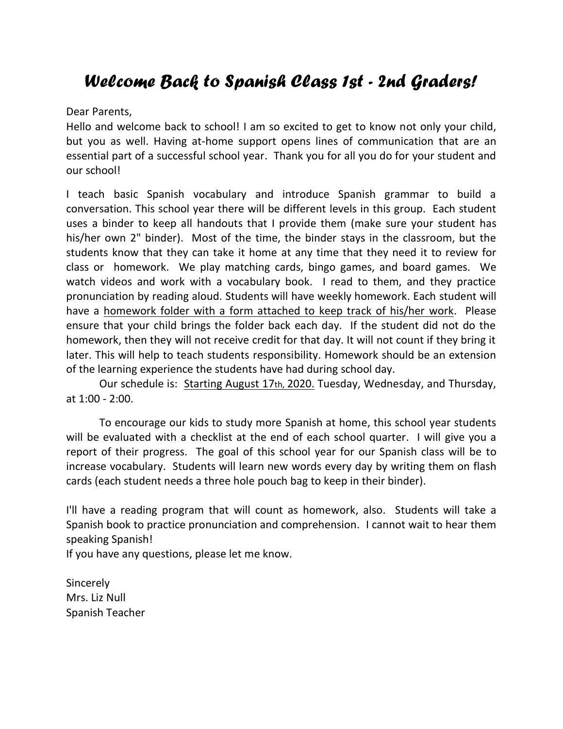# *Welcome Back to Spanish Class 1st - 2nd Graders!*

Dear Parents,

Hello and welcome back to school! I am so excited to get to know not only your child, but you as well. Having at-home support opens lines of communication that are an essential part of a successful school year. Thank you for all you do for your student and our school!

I teach basic Spanish vocabulary and introduce Spanish grammar to build a conversation. This school year there will be different levels in this group. Each student uses a binder to keep all handouts that I provide them (make sure your student has his/her own 2" binder). Most of the time, the binder stays in the classroom, but the students know that they can take it home at any time that they need it to review for class or homework. We play matching cards, bingo games, and board games. We watch videos and work with a vocabulary book. I read to them, and they practice pronunciation by reading aloud. Students will have weekly homework. Each student will have a homework folder with a form attached to keep track of his/her work. Please ensure that your child brings the folder back each day. If the student did not do the homework, then they will not receive credit for that day. It will not count if they bring it later. This will help to teach students responsibility. Homework should be an extension of the learning experience the students have had during school day.

Our schedule is: Starting August 17th, 2020. Tuesday, Wednesday, and Thursday, at 1:00 - 2:00.

To encourage our kids to study more Spanish at home, this school year students will be evaluated with a checklist at the end of each school quarter. I will give you a report of their progress. The goal of this school year for our Spanish class will be to increase vocabulary. Students will learn new words every day by writing them on flash cards (each student needs a three hole pouch bag to keep in their binder).

I'll have a reading program that will count as homework, also. Students will take a Spanish book to practice pronunciation and comprehension. I cannot wait to hear them speaking Spanish!

If you have any questions, please let me know.

Sincerely
Mrs. Liz Null
Spanish Teacher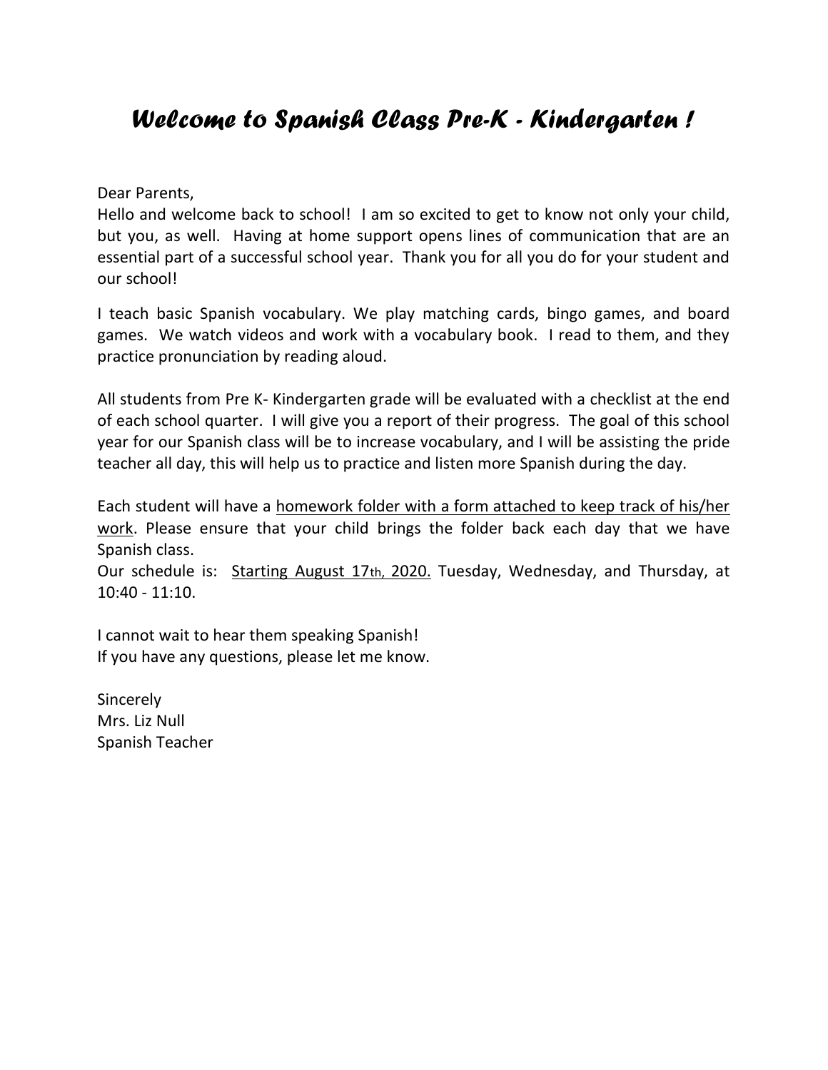# *Welcome to Spanish Class Pre-K - Kindergarten !*

Dear Parents,
Hello and welcome back to school! I am so excited to get to know not only your child, but you, as well. Having at home support opens lines of communication that are an essential part of a successful school year. Thank you for all you do for your student and our school!

I teach basic Spanish vocabulary. We play matching cards, bingo games, and board games. We watch videos and work with a vocabulary book. I read to them, and they practice pronunciation by reading aloud.

All students from Pre K- Kindergarten grade will be evaluated with a checklist at the end of each school quarter. I will give you a report of their progress. The goal of this school year for our Spanish class will be to increase vocabulary, and I will be assisting the pride teacher all day, this will help us to practice and listen more Spanish during the day.

Each student will have a <u>homework folder with a form attached to keep track of his/her work</u>. Please ensure that your child brings the folder back each day that we have Spanish class.
Our schedule is: <u>Starting August 17th, 2020.</u> Tuesday, Wednesday, and Thursday, at 10:40 - 11:10.

I cannot wait to hear them speaking Spanish!
If you have any questions, please let me know.

Sincerely
Mrs. Liz Null
Spanish Teacher